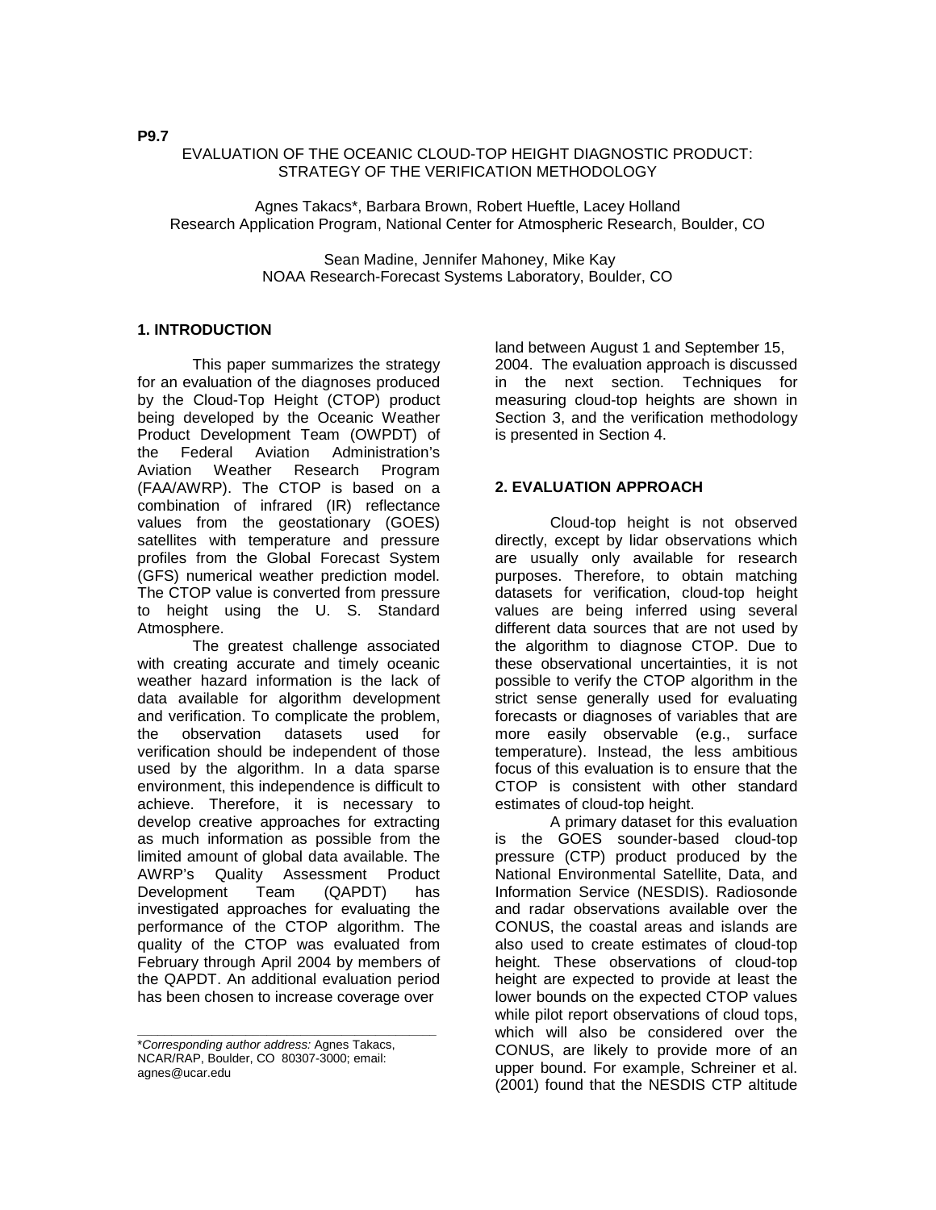**P9.7**

# EVALUATION OF THE OCEANIC CLOUD-TOP HEIGHT DIAGNOSTIC PRODUCT: STRATEGY OF THE VERIFICATION METHODOLOGY

Agnes Takacs*, Barbara Brown, Robert Hueftle, Lacey Holland
Research Application Program, National Center for Atmospheric Research, Boulder, CO

Sean Madine, Jennifer Mahoney, Mike Kay
NOAA Research-Forecast Systems Laboratory, Boulder, CO

## 1. INTRODUCTION

This paper summarizes the strategy for an evaluation of the diagnoses produced by the Cloud-Top Height (CTOP) product being developed by the Oceanic Weather Product Development Team (OWPDT) of the Federal Aviation Administration's Aviation Weather Research Program (FAA/AWRP). The CTOP is based on a combination of infrared (IR) reflectance values from the geostationary (GOES) satellites with temperature and pressure profiles from the Global Forecast System (GFS) numerical weather prediction model. The CTOP value is converted from pressure to height using the U. S. Standard Atmosphere.

The greatest challenge associated with creating accurate and timely oceanic weather hazard information is the lack of data available for algorithm development and verification. To complicate the problem, the observation datasets used for verification should be independent of those used by the algorithm. In a data sparse environment, this independence is difficult to achieve. Therefore, it is necessary to develop creative approaches for extracting as much information as possible from the limited amount of global data available. The AWRP's Quality Assessment Product Development Team (QAPDT) has investigated approaches for evaluating the performance of the CTOP algorithm. The quality of the CTOP was evaluated from February through April 2004 by members of the QAPDT. An additional evaluation period has been chosen to increase coverage over land between August 1 and September 15, 2004. The evaluation approach is discussed in the next section. Techniques for measuring cloud-top heights are shown in Section 3, and the verification methodology is presented in Section 4.

## 2. EVALUATION APPROACH

Cloud-top height is not observed directly, except by lidar observations which are usually only available for research purposes. Therefore, to obtain matching datasets for verification, cloud-top height values are being inferred using several different data sources that are not used by the algorithm to diagnose CTOP. Due to these observational uncertainties, it is not possible to verify the CTOP algorithm in the strict sense generally used for evaluating forecasts or diagnoses of variables that are more easily observable (e.g., surface temperature). Instead, the less ambitious focus of this evaluation is to ensure that the CTOP is consistent with other standard estimates of cloud-top height.

A primary dataset for this evaluation is the GOES sounder-based cloud-top pressure (CTP) product produced by the National Environmental Satellite, Data, and Information Service (NESDIS). Radiosonde and radar observations available over the CONUS, the coastal areas and islands are also used to create estimates of cloud-top height. These observations of cloud-top height are expected to provide at least the lower bounds on the expected CTOP values while pilot report observations of cloud tops, which will also be considered over the CONUS, are likely to provide more of an upper bound. For example, Schreiner et al. (2001) found that the NESDIS CTP altitude

---

\**Corresponding author address:* Agnes Takacs, NCAR/RAP, Boulder, CO 80307-3000; email: agnes@ucar.edu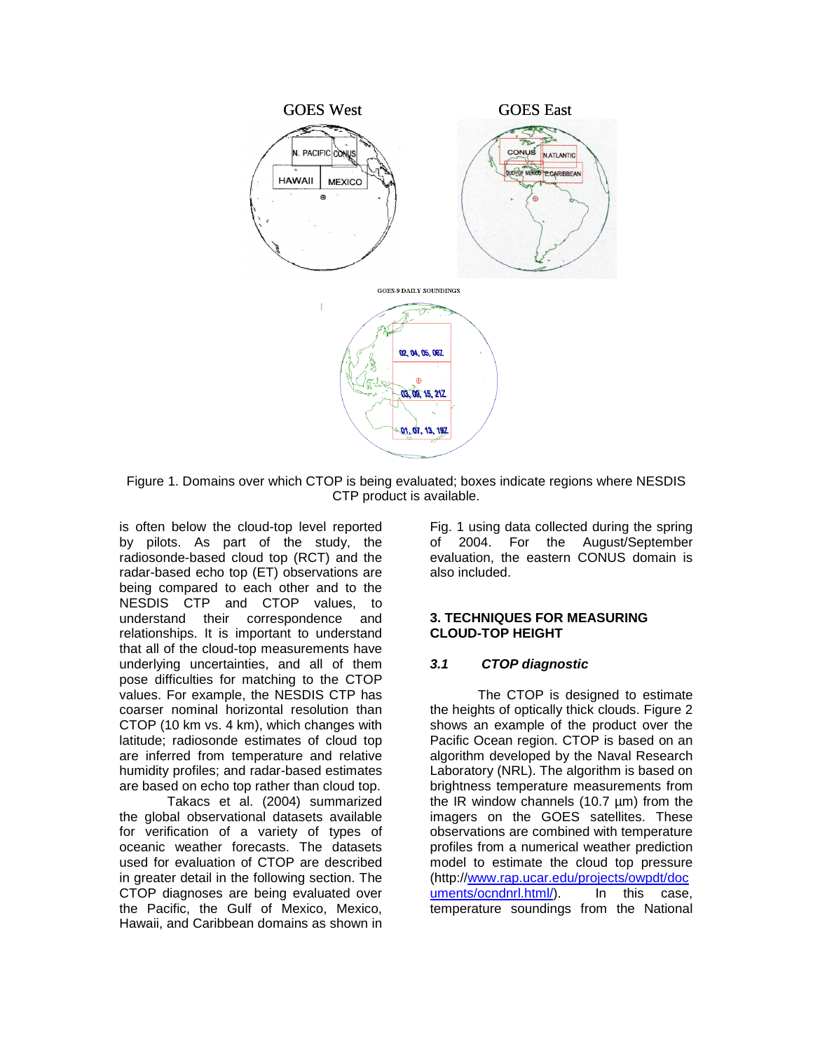Figure 1. Domains over which CTOP is being evaluated; boxes indicate regions where NESDIS CTP product is available.

is often below the cloud-top level reported by pilots. As part of the study, the radiosonde-based cloud top (RCT) and the radar-based echo top (ET) observations are being compared to each other and to the NESDIS CTP and CTOP values, to understand their correspondence and relationships. It is important to understand that all of the cloud-top measurements have underlying uncertainties, and all of them pose difficulties for matching to the CTOP values. For example, the NESDIS CTP has coarser nominal horizontal resolution than CTOP (10 km vs. 4 km), which changes with latitude; radiosonde estimates of cloud top are inferred from temperature and relative humidity profiles; and radar-based estimates are based on echo top rather than cloud top.

Takacs et al. (2004) summarized the global observational datasets available for verification of a variety of types of oceanic weather forecasts. The datasets used for evaluation of CTOP are described in greater detail in the following section. The CTOP diagnoses are being evaluated over the Pacific, the Gulf of Mexico, Mexico, Hawaii, and Caribbean domains as shown in Fig. 1 using data collected during the spring of 2004. For the August/September evaluation, the eastern CONUS domain is also included.

## 3. TECHNIQUES FOR MEASURING CLOUD-TOP HEIGHT

### *3.1 CTOP diagnostic*

The CTOP is designed to estimate the heights of optically thick clouds. Figure 2 shows an example of the product over the Pacific Ocean region. CTOP is based on an algorithm developed by the Naval Research Laboratory (NRL). The algorithm is based on brightness temperature measurements from the IR window channels (10.7 µm) from the imagers on the GOES satellites. These observations are combined with temperature profiles from a numerical weather prediction model to estimate the cloud top pressure (http://www.rap.ucar.edu/projects/owpdt/documents/ocndnrl.html/). In this case, temperature soundings from the National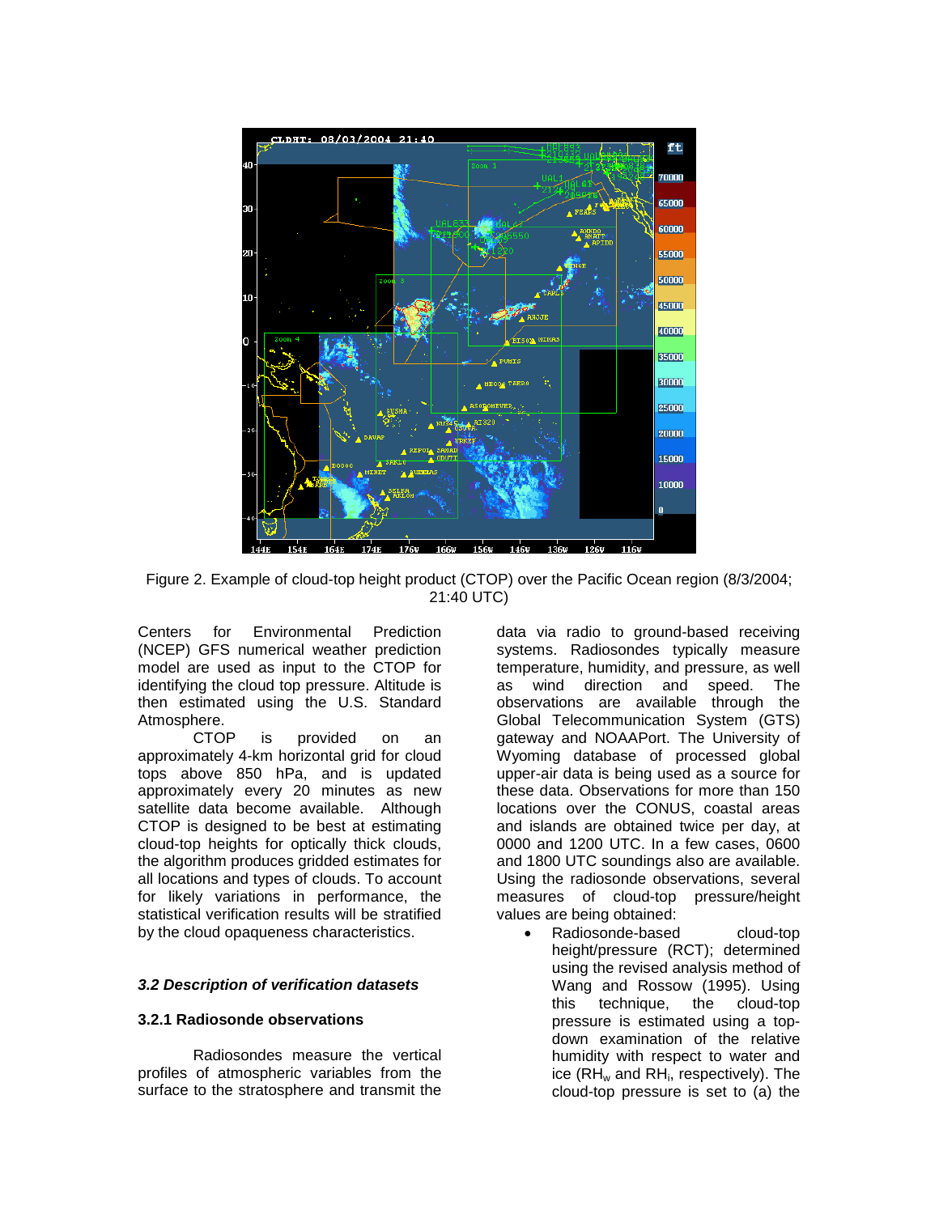Figure 2. Example of cloud-top height product (CTOP) over the Pacific Ocean region (8/3/2004; 21:40 UTC)

Centers for Environmental Prediction (NCEP) GFS numerical weather prediction model are used as input to the CTOP for identifying the cloud top pressure. Altitude is then estimated using the U.S. Standard Atmosphere.

CTOP is provided on an approximately 4-km horizontal grid for cloud tops above 850 hPa, and is updated approximately every 20 minutes as new satellite data become available. Although CTOP is designed to be best at estimating cloud-top heights for optically thick clouds, the algorithm produces gridded estimates for all locations and types of clouds. To account for likely variations in performance, the statistical verification results will be stratified by the cloud opaqueness characteristics.

### *3.2 Description of verification datasets*

#### 3.2.1 Radiosonde observations

Radiosondes measure the vertical profiles of atmospheric variables from the surface to the stratosphere and transmit the data via radio to ground-based receiving systems. Radiosondes typically measure temperature, humidity, and pressure, as well as wind direction and speed. The observations are available through the Global Telecommunication System (GTS) gateway and NOAAPort. The University of Wyoming database of processed global upper-air data is being used as a source for these data. Observations for more than 150 locations over the CONUS, coastal areas and islands are obtained twice per day, at 0000 and 1200 UTC. In a few cases, 0600 and 1800 UTC soundings also are available. Using the radiosonde observations, several measures of cloud-top pressure/height values are being obtained:

- Radiosonde-based cloud-top height/pressure (RCT); determined using the revised analysis method of Wang and Rossow (1995). Using this technique, the cloud-top pressure is estimated using a top-down examination of the relative humidity with respect to water and ice ($RH_w$ and $RH_i$, respectively). The cloud-top pressure is set to (a) the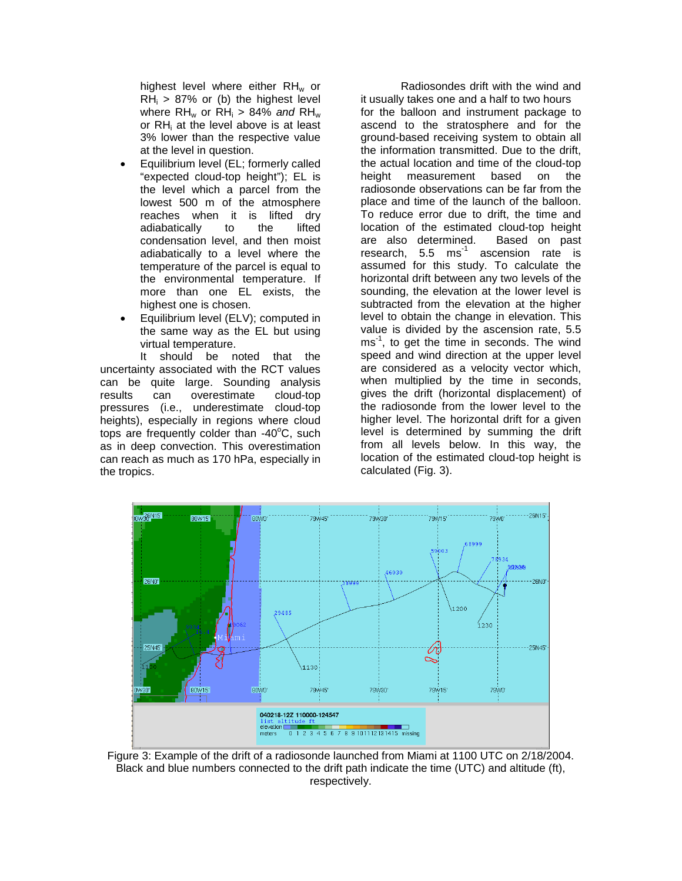highest level where either $RH_w$ or $RH_i$ > 87% or (b) the highest level where $RH_w$ or $RH_i$ > 84% *and* $RH_w$ or $RH_i$ at the level above is at least 3% lower than the respective value at the level in question.

- Equilibrium level (EL; formerly called "expected cloud-top height"); EL is the level which a parcel from the lowest 500 m of the atmosphere reaches when it is lifted dry adiabatically to the lifted condensation level, and then moist adiabatically to a level where the temperature of the parcel is equal to the environmental temperature. If more than one EL exists, the highest one is chosen.
- Equilibrium level (ELV); computed in the same way as the EL but using virtual temperature.

It should be noted that the uncertainty associated with the RCT values can be quite large. Sounding analysis results can overestimate cloud-top pressures (i.e., underestimate cloud-top heights), especially in regions where cloud tops are frequently colder than -40°C, such as in deep convection. This overestimation can reach as much as 170 hPa, especially in the tropics.

Radiosondes drift with the wind and it usually takes one and a half to two hours for the balloon and instrument package to ascend to the stratosphere and for the ground-based receiving system to obtain all the information transmitted. Due to the drift, the actual location and time of the cloud-top height measurement based on the radiosonde observations can be far from the place and time of the launch of the balloon. To reduce error due to drift, the time and location of the estimated cloud-top height are also determined. Based on past research, 5.5 $ms^{-1}$ ascension rate is assumed for this study. To calculate the horizontal drift between any two levels of the sounding, the elevation at the lower level is subtracted from the elevation at the higher level to obtain the change in elevation. This value is divided by the ascension rate, 5.5 $ms^{-1}$, to get the time in seconds. The wind speed and wind direction at the upper level are considered as a velocity vector which, when multiplied by the time in seconds, gives the drift (horizontal displacement) of the radiosonde from the lower level to the higher level. The horizontal drift for a given level is determined by summing the drift from all levels below. In this way, the location of the estimated cloud-top height is calculated (Fig. 3).

Figure 3: Example of the drift of a radiosonde launched from Miami at 1100 UTC on 2/18/2004. Black and blue numbers connected to the drift path indicate the time (UTC) and altitude (ft), respectively.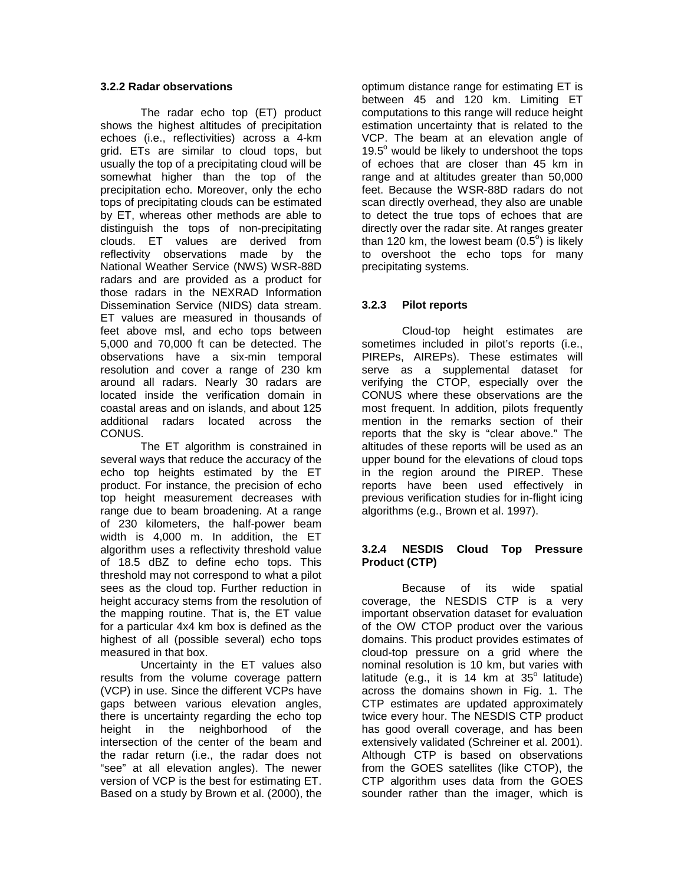### 3.2.2 Radar observations

The radar echo top (ET) product shows the highest altitudes of precipitation echoes (i.e., reflectivities) across a 4-km grid. ETs are similar to cloud tops, but usually the top of a precipitating cloud will be somewhat higher than the top of the precipitation echo. Moreover, only the echo tops of precipitating clouds can be estimated by ET, whereas other methods are able to distinguish the tops of non-precipitating clouds. ET values are derived from reflectivity observations made by the National Weather Service (NWS) WSR-88D radars and are provided as a product for those radars in the NEXRAD Information Dissemination Service (NIDS) data stream. ET values are measured in thousands of feet above msl, and echo tops between 5,000 and 70,000 ft can be detected. The observations have a six-min temporal resolution and cover a range of 230 km around all radars. Nearly 30 radars are located inside the verification domain in coastal areas and on islands, and about 125 additional radars located across the CONUS.

The ET algorithm is constrained in several ways that reduce the accuracy of the echo top heights estimated by the ET product. For instance, the precision of echo top height measurement decreases with range due to beam broadening. At a range of 230 kilometers, the half-power beam width is 4,000 m. In addition, the ET algorithm uses a reflectivity threshold value of 18.5 dBZ to define echo tops. This threshold may not correspond to what a pilot sees as the cloud top. Further reduction in height accuracy stems from the resolution of the mapping routine. That is, the ET value for a particular 4x4 km box is defined as the highest of all (possible several) echo tops measured in that box.

Uncertainty in the ET values also results from the volume coverage pattern (VCP) in use. Since the different VCPs have gaps between various elevation angles, there is uncertainty regarding the echo top height in the neighborhood of the intersection of the center of the beam and the radar return (i.e., the radar does not "see" at all elevation angles). The newer version of VCP is the best for estimating ET. Based on a study by Brown et al. (2000), the optimum distance range for estimating ET is between 45 and 120 km. Limiting ET computations to this range will reduce height estimation uncertainty that is related to the VCP. The beam at an elevation angle of $19.5^{\circ}$ would be likely to undershoot the tops of echoes that are closer than 45 km in range and at altitudes greater than 50,000 feet. Because the WSR-88D radars do not scan directly overhead, they also are unable to detect the true tops of echoes that are directly over the radar site. At ranges greater than 120 km, the lowest beam ($0.5^{\circ}$) is likely to overshoot the echo tops for many precipitating systems.

### 3.2.3 Pilot reports

Cloud-top height estimates are sometimes included in pilot's reports (i.e., PIREPs, AIREPs). These estimates will serve as a supplemental dataset for verifying the CTOP, especially over the CONUS where these observations are the most frequent. In addition, pilots frequently mention in the remarks section of their reports that the sky is "clear above." The altitudes of these reports will be used as an upper bound for the elevations of cloud tops in the region around the PIREP. These reports have been used effectively in previous verification studies for in-flight icing algorithms (e.g., Brown et al. 1997).

### 3.2.4 NESDIS Cloud Top Pressure Product (CTP)

Because of its wide spatial coverage, the NESDIS CTP is a very important observation dataset for evaluation of the OW CTOP product over the various domains. This product provides estimates of cloud-top pressure on a grid where the nominal resolution is 10 km, but varies with latitude (e.g., it is 14 km at $35^{\circ}$ latitude) across the domains shown in Fig. 1. The CTP estimates are updated approximately twice every hour. The NESDIS CTP product has good overall coverage, and has been extensively validated (Schreiner et al. 2001). Although CTP is based on observations from the GOES satellites (like CTOP), the CTP algorithm uses data from the GOES sounder rather than the imager, which is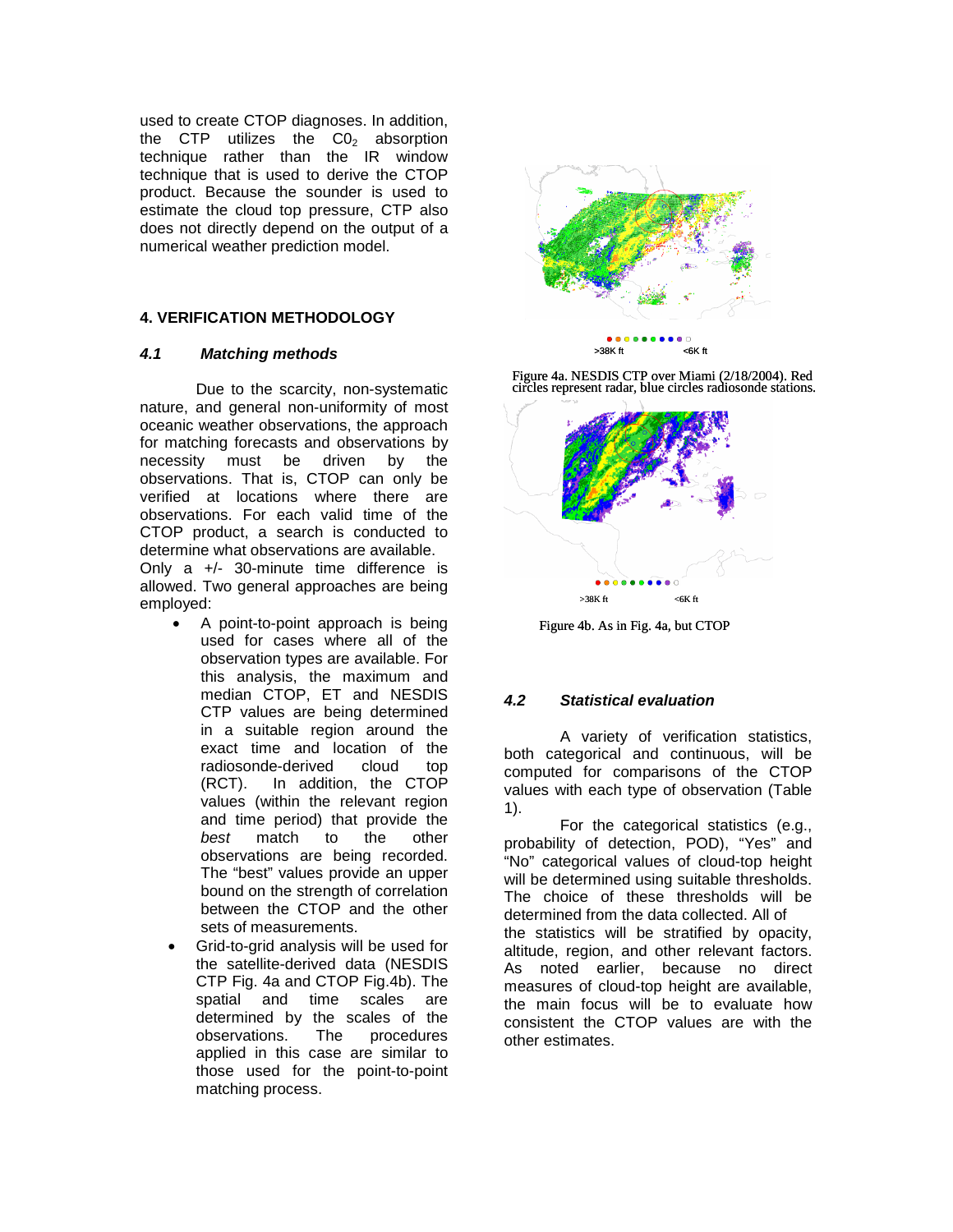used to create CTOP diagnoses. In addition, the CTP utilizes the $C0_2$ absorption technique rather than the IR window technique that is used to derive the CTOP product. Because the sounder is used to estimate the cloud top pressure, CTP also does not directly depend on the output of a numerical weather prediction model.

## 4. VERIFICATION METHODOLOGY

### *4.1 Matching methods*

Due to the scarcity, non-systematic nature, and general non-uniformity of most oceanic weather observations, the approach for matching forecasts and observations by necessity must be driven by the observations. That is, CTOP can only be verified at locations where there are observations. For each valid time of the CTOP product, a search is conducted to determine what observations are available. Only a +/- 30-minute time difference is allowed. Two general approaches are being employed:

- A point-to-point approach is being used for cases where all of the observation types are available. For this analysis, the maximum and median CTOP, ET and NESDIS CTP values are being determined in a suitable region around the exact time and location of the radiosonde-derived cloud top (RCT). In addition, the CTOP values (within the relevant region and time period) that provide the *best* match to the other observations are being recorded. The "best" values provide an upper bound on the strength of correlation between the CTOP and the other sets of measurements.
- Grid-to-grid analysis will be used for the satellite-derived data (NESDIS CTP Fig. 4a and CTOP Fig.4b). The spatial and time scales are determined by the scales of the observations. The procedures applied in this case are similar to those used for the point-to-point matching process.

>38K ft <6K ft

Figure 4a. NESDIS CTP over Miami (2/18/2004). Red circles represent radar, blue circles radiosonde stations.

>38K ft <6K ft

Figure 4b. As in Fig. 4a, but CTOP

### *4.2 Statistical evaluation*

A variety of verification statistics, both categorical and continuous, will be computed for comparisons of the CTOP values with each type of observation (Table 1).

For the categorical statistics (e.g., probability of detection, POD), "Yes" and "No" categorical values of cloud-top height will be determined using suitable thresholds. The choice of these thresholds will be determined from the data collected. All of the statistics will be stratified by opacity, altitude, region, and other relevant factors. As noted earlier, because no direct measures of cloud-top height are available, the main focus will be to evaluate how consistent the CTOP values are with the other estimates.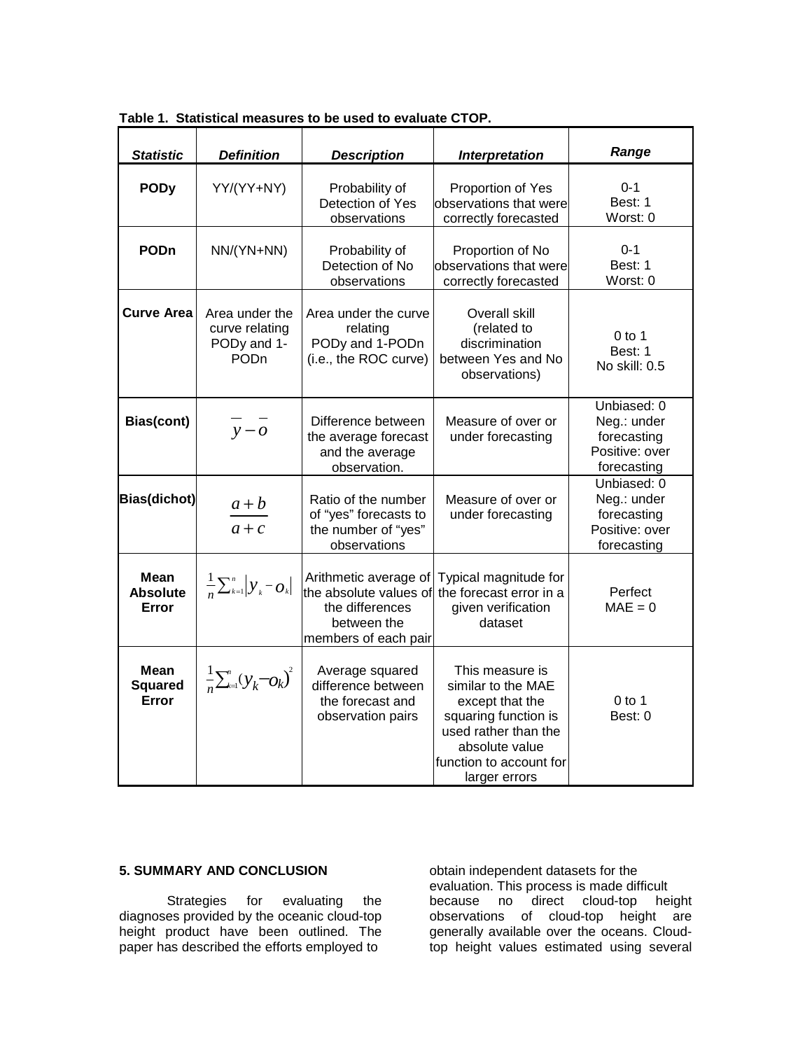**Table 1. Statistical measures to be used to evaluate CTOP.**

| *Statistic* | *Definition* | *Description* | *Interpretation* | *Range* |
|---|---|---|---|---|
| **PODy** | YY/(YY+NY) | Probability of Detection of Yes observations | Proportion of Yes observations that were correctly forecasted | 0-1<br>Best: 1<br>Worst: 0 |
| **PODn** | NN/(YN+NN) | Probability of Detection of No observations | Proportion of No observations that were correctly forecasted | 0-1<br>Best: 1<br>Worst: 0 |
| **Curve Area** | Area under the curve relating PODy and 1-PODn | Area under the curve relating PODy and 1-PODn (i.e., the ROC curve) | Overall skill (related to discrimination between Yes and No observations) | 0 to 1<br>Best: 1<br>No skill: 0.5 |
| **Bias(cont)** | $\overline{y} - \overline{o}$ | Difference between the average forecast and the average observation. | Measure of over or under forecasting | Unbiased: 0<br>Neg.: under forecasting<br>Positive: over forecasting |
| **Bias(dichot)** | $\frac{a+b}{a+c}$ | Ratio of the number of "yes" forecasts to the number of "yes" observations | Measure of over or under forecasting | Unbiased: 0<br>Neg.: under forecasting<br>Positive: over forecasting |
| **Mean Absolute Error** | $\frac{1}{n}\sum_{k=1}^{n} \lvert y_k - o_k \rvert$ | Arithmetic average of the absolute values of the differences between the members of each pair | Typical magnitude for the forecast error in a given verification dataset | Perfect<br>MAE = 0 |
| **Mean Squared Error** | $\frac{1}{n}\sum_{k=1}^{n} (y_k - o_k)^2$ | Average squared difference between the forecast and observation pairs | This measure is similar to the MAE except that the squaring function is used rather than the absolute value function to account for larger errors | 0 to 1<br>Best: 0 |

## 5. SUMMARY AND CONCLUSION

Strategies for evaluating the diagnoses provided by the oceanic cloud-top height product have been outlined. The paper has described the efforts employed to obtain independent datasets for the evaluation. This process is made difficult because no direct cloud-top height observations of cloud-top height are generally available over the oceans. Cloud-top height values estimated using several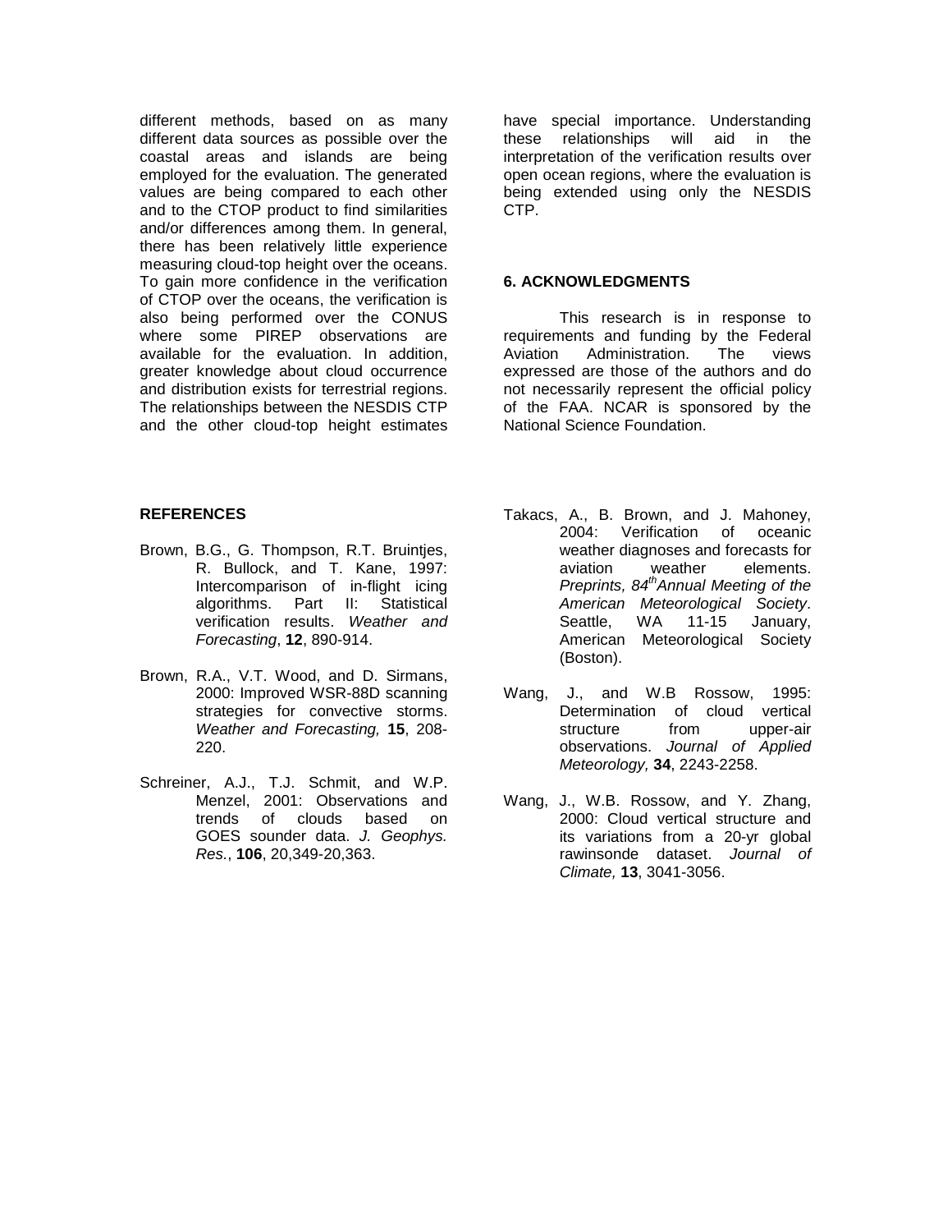different methods, based on as many different data sources as possible over the coastal areas and islands are being employed for the evaluation. The generated values are being compared to each other and to the CTOP product to find similarities and/or differences among them. In general, there has been relatively little experience measuring cloud-top height over the oceans. To gain more confidence in the verification of CTOP over the oceans, the verification is also being performed over the CONUS where some PIREP observations are available for the evaluation. In addition, greater knowledge about cloud occurrence and distribution exists for terrestrial regions. The relationships between the NESDIS CTP and the other cloud-top height estimates have special importance. Understanding these relationships will aid in the interpretation of the verification results over open ocean regions, where the evaluation is being extended using only the NESDIS CTP.

## 6. ACKNOWLEDGMENTS

This research is in response to requirements and funding by the Federal Aviation Administration. The views expressed are those of the authors and do not necessarily represent the official policy of the FAA. NCAR is sponsored by the National Science Foundation.

## REFERENCES

Brown, B.G., G. Thompson, R.T. Bruintjes, R. Bullock, and T. Kane, 1997: Intercomparison of in-flight icing algorithms. Part II: Statistical verification results. *Weather and Forecasting*, **12**, 890-914.

Brown, R.A., V.T. Wood, and D. Sirmans, 2000: Improved WSR-88D scanning strategies for convective storms. *Weather and Forecasting,* **15**, 208-220.

Schreiner, A.J., T.J. Schmit, and W.P. Menzel, 2001: Observations and trends of clouds based on GOES sounder data. *J. Geophys. Res.*, **106**, 20,349-20,363.

Takacs, A., B. Brown, and J. Mahoney, 2004: Verification of oceanic weather diagnoses and forecasts for aviation weather elements. *Preprints, 84th Annual Meeting of the American Meteorological Society*. Seattle, WA 11-15 January, American Meteorological Society (Boston).

Wang, J., and W.B Rossow, 1995: Determination of cloud vertical structure from upper-air observations. *Journal of Applied Meteorology,* **34**, 2243-2258.

Wang, J., W.B. Rossow, and Y. Zhang, 2000: Cloud vertical structure and its variations from a 20-yr global rawinsonde dataset. *Journal of Climate,* **13**, 3041-3056.